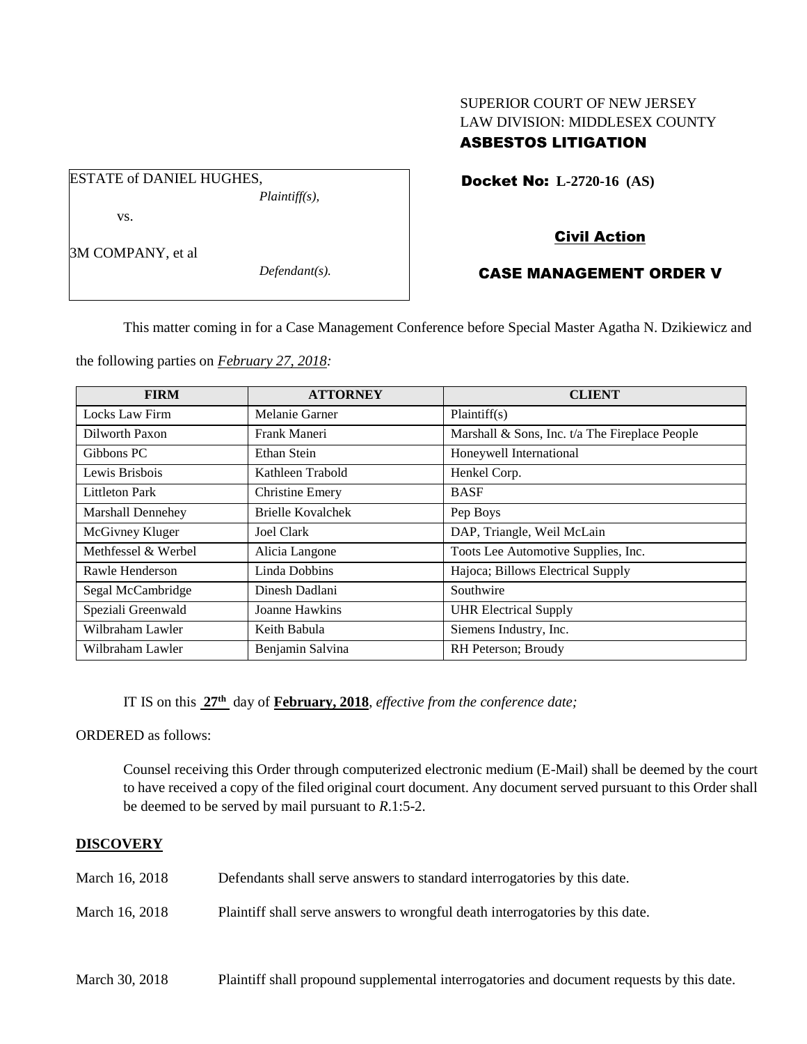SUPERIOR COURT OF NEW JERSEY
LAW DIVISION: MIDDLESEX COUNTY
**ASBESTOS LITIGATION**

ESTATE of DANIEL HUGHES,
*Plaintiff(s),*

vs.

3M COMPANY, et al
*Defendant(s).*

**Docket No: L-2720-16 (AS)**

**Civil Action**

**CASE MANAGEMENT ORDER V**

This matter coming in for a Case Management Conference before Special Master Agatha N. Dzikiewicz and the following parties on *February 27, 2018:*

| FIRM | ATTORNEY | CLIENT |
|---|---|---|
| Locks Law Firm | Melanie Garner | Plaintiff(s) |
| Dilworth Paxon | Frank Maneri | Marshall & Sons, Inc. t/a The Fireplace People |
| Gibbons PC | Ethan Stein | Honeywell International |
| Lewis Brisbois | Kathleen Trabold | Henkel Corp. |
| Littleton Park | Christine Emery | BASF |
| Marshall Dennehey | Brielle Kovalchek | Pep Boys |
| McGivney Kluger | Joel Clark | DAP, Triangle, Weil McLain |
| Methfessel & Werbel | Alicia Langone | Toots Lee Automotive Supplies, Inc. |
| Rawle Henderson | Linda Dobbins | Hajoca; Billows Electrical Supply |
| Segal McCambridge | Dinesh Dadlani | Southwire |
| Speziali Greenwald | Joanne Hawkins | UHR Electrical Supply |
| Wilbraham Lawler | Keith Babula | Siemens Industry, Inc. |
| Wilbraham Lawler | Benjamin Salvina | RH Peterson; Broudy |

IT IS on this **27th** day of **February, 2018**, *effective from the conference date;*

ORDERED as follows:

Counsel receiving this Order through computerized electronic medium (E-Mail) shall be deemed by the court to have received a copy of the filed original court document. Any document served pursuant to this Order shall be deemed to be served by mail pursuant to *R*.1:5-2.

**DISCOVERY**

March 16, 2018 Defendants shall serve answers to standard interrogatories by this date.

March 16, 2018 Plaintiff shall serve answers to wrongful death interrogatories by this date.

March 30, 2018 Plaintiff shall propound supplemental interrogatories and document requests by this date.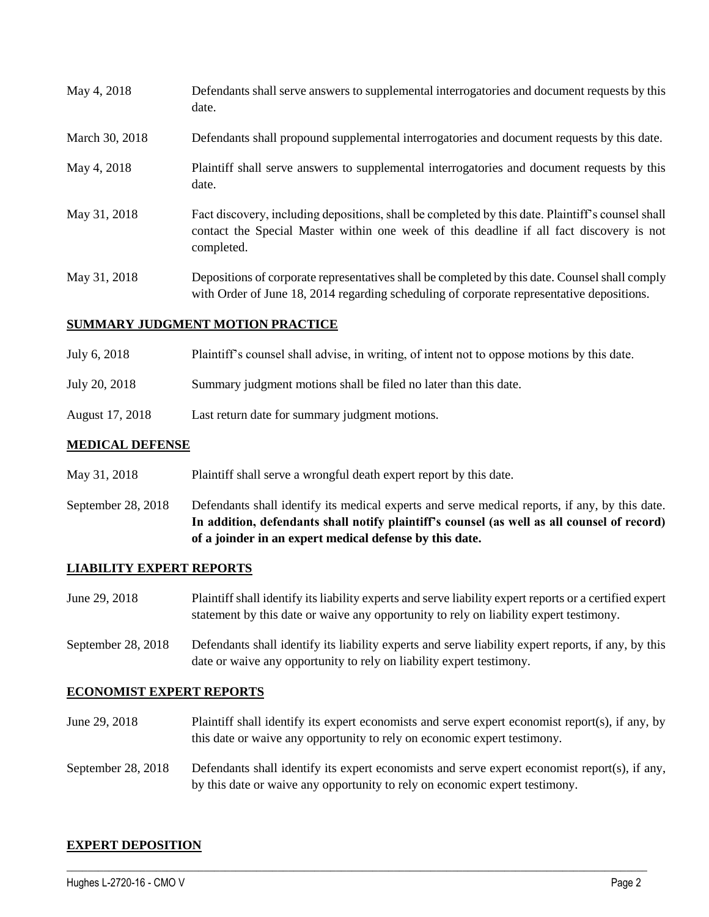| | |
|---|---|
| May 4, 2018 | Defendants shall serve answers to supplemental interrogatories and document requests by this date. |
| March 30, 2018 | Defendants shall propound supplemental interrogatories and document requests by this date. |
| May 4, 2018 | Plaintiff shall serve answers to supplemental interrogatories and document requests by this date. |
| May 31, 2018 | Fact discovery, including depositions, shall be completed by this date. Plaintiff's counsel shall contact the Special Master within one week of this deadline if all fact discovery is not completed. |
| May 31, 2018 | Depositions of corporate representatives shall be completed by this date. Counsel shall comply with Order of June 18, 2014 regarding scheduling of corporate representative depositions. |

## SUMMARY JUDGMENT MOTION PRACTICE

| | |
|---|---|
| July 6, 2018 | Plaintiff's counsel shall advise, in writing, of intent not to oppose motions by this date. |
| July 20, 2018 | Summary judgment motions shall be filed no later than this date. |
| August 17, 2018 | Last return date for summary judgment motions. |

## MEDICAL DEFENSE

| | |
|---|---|
| May 31, 2018 | Plaintiff shall serve a wrongful death expert report by this date. |
| September 28, 2018 | Defendants shall identify its medical experts and serve medical reports, if any, by this date. **In addition, defendants shall notify plaintiff's counsel (as well as all counsel of record) of a joinder in an expert medical defense by this date.** |

## LIABILITY EXPERT REPORTS

| | |
|---|---|
| June 29, 2018 | Plaintiff shall identify its liability experts and serve liability expert reports or a certified expert statement by this date or waive any opportunity to rely on liability expert testimony. |
| September 28, 2018 | Defendants shall identify its liability experts and serve liability expert reports, if any, by this date or waive any opportunity to rely on liability expert testimony. |

## ECONOMIST EXPERT REPORTS

| | |
|---|---|
| June 29, 2018 | Plaintiff shall identify its expert economists and serve expert economist report(s), if any, by this date or waive any opportunity to rely on economic expert testimony. |
| September 28, 2018 | Defendants shall identify its expert economists and serve expert economist report(s), if any, by this date or waive any opportunity to rely on economic expert testimony. |

## EXPERT DEPOSITION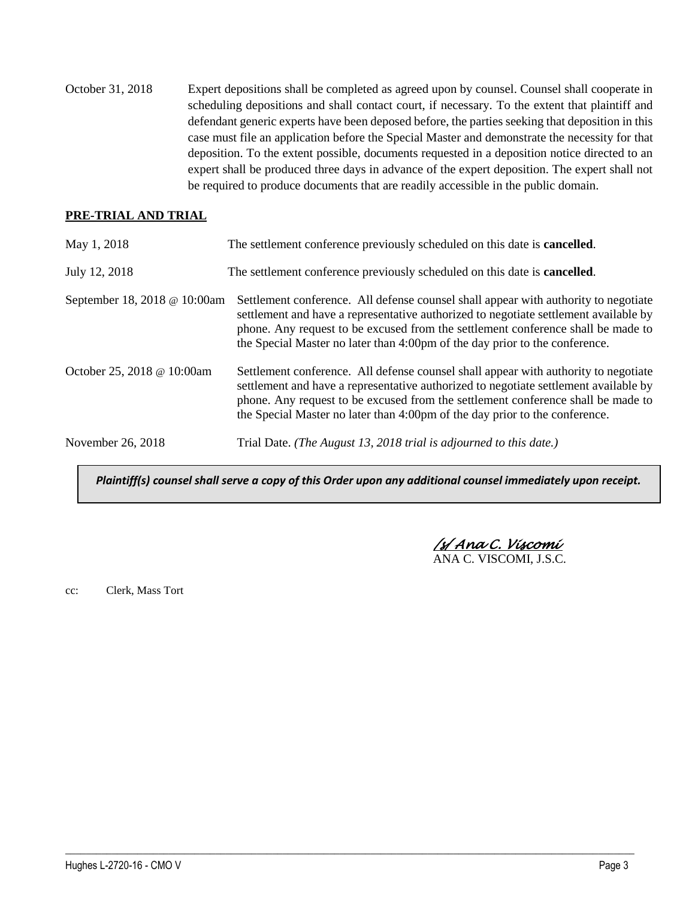| | |
|---|---|
| October 31, 2018 | Expert depositions shall be completed as agreed upon by counsel. Counsel shall cooperate in scheduling depositions and shall contact court, if necessary. To the extent that plaintiff and defendant generic experts have been deposed before, the parties seeking that deposition in this case must file an application before the Special Master and demonstrate the necessity for that deposition. To the extent possible, documents requested in a deposition notice directed to an expert shall be produced three days in advance of the expert deposition. The expert shall not be required to produce documents that are readily accessible in the public domain. |

**PRE-TRIAL AND TRIAL**

| | |
|---|---|
| May 1, 2018 | The settlement conference previously scheduled on this date is **cancelled**. |
| July 12, 2018 | The settlement conference previously scheduled on this date is **cancelled**. |
| September 18, 2018 @ 10:00am | Settlement conference. All defense counsel shall appear with authority to negotiate settlement and have a representative authorized to negotiate settlement available by phone. Any request to be excused from the settlement conference shall be made to the Special Master no later than 4:00pm of the day prior to the conference. |
| October 25, 2018 @ 10:00am | Settlement conference. All defense counsel shall appear with authority to negotiate settlement and have a representative authorized to negotiate settlement available by phone. Any request to be excused from the settlement conference shall be made to the Special Master no later than 4:00pm of the day prior to the conference. |
| November 26, 2018 | Trial Date. *(The August 13, 2018 trial is adjourned to this date.)* |

***Plaintiff(s) counsel shall serve a copy of this Order upon any additional counsel immediately upon receipt.***

*/s/ Ana C. Viscomi*
ANA C. VISCOMI, J.S.C.

cc: Clerk, Mass Tort